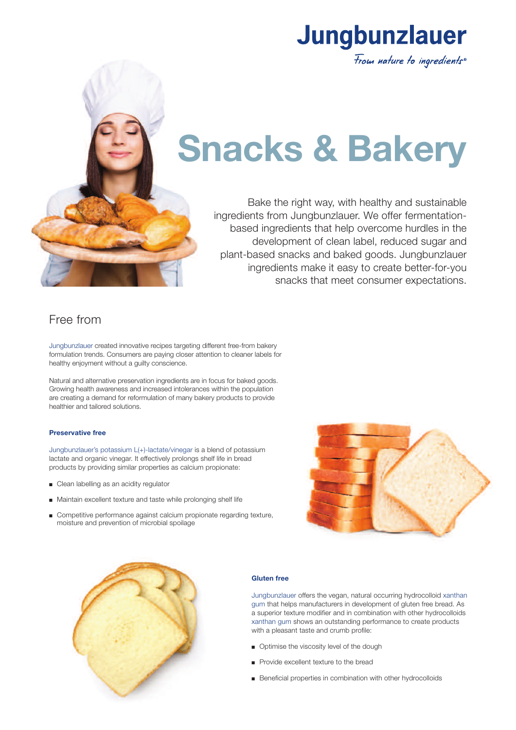Jungbunzlauer

*From nature to ingredients®*

# Snacks & Bakery

Bake the right way, with healthy and sustainable ingredients from Jungbunzlauer. We offer fermentation-based ingredients that help overcome hurdles in the development of clean label, reduced sugar and plant-based snacks and baked goods. Jungbunzlauer ingredients make it easy to create better-for-you snacks that meet consumer expectations.

## Free from

Jungbunzlauer created innovative recipes targeting different free-from bakery formulation trends. Consumers are paying closer attention to cleaner labels for healthy enjoyment without a guilty conscience.

Natural and alternative preservation ingredients are in focus for baked goods. Growing health awareness and increased intolerances within the population are creating a demand for reformulation of many bakery products to provide healthier and tailored solutions.

### Preservative free

Jungbunzlauer's potassium L(+)-lactate/vinegar is a blend of potassium lactate and organic vinegar. It effectively prolongs shelf life in bread products by providing similar properties as calcium propionate:

- Clean labelling as an acidity regulator
- Maintain excellent texture and taste while prolonging shelf life
- Competitive performance against calcium propionate regarding texture, moisture and prevention of microbial spoilage

### Gluten free

Jungbunzlauer offers the vegan, natural occurring hydrocolloid xanthan gum that helps manufacturers in development of gluten free bread. As a superior texture modifier and in combination with other hydrocolloids xanthan gum shows an outstanding performance to create products with a pleasant taste and crumb profile:

- Optimise the viscosity level of the dough
- Provide excellent texture to the bread
- Beneficial properties in combination with other hydrocolloids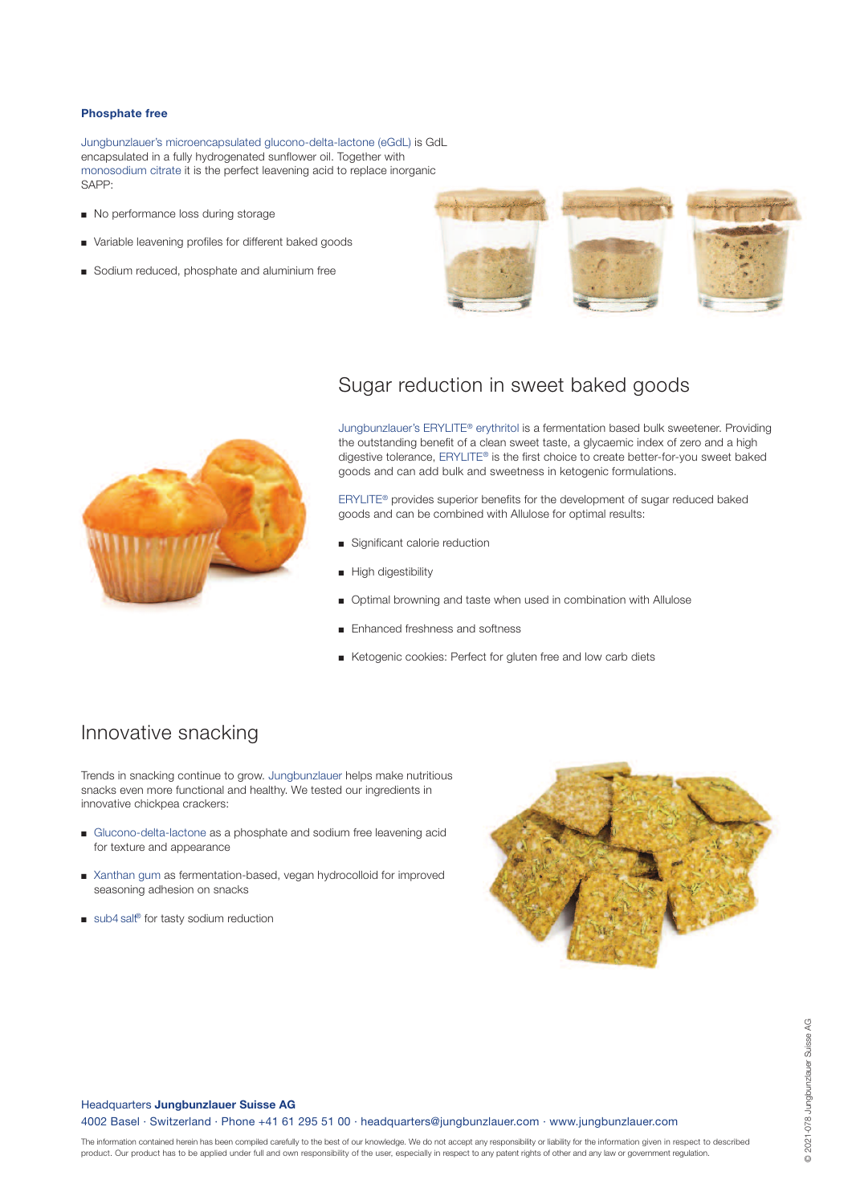### Phosphate free

Jungbunzlauer's microencapsulated glucono-delta-lactone (eGdL) is GdL encapsulated in a fully hydrogenated sunflower oil. Together with monosodium citrate it is the perfect leavening acid to replace inorganic SAPP:

- No performance loss during storage
- Variable leavening profiles for different baked goods
- Sodium reduced, phosphate and aluminium free

## Sugar reduction in sweet baked goods

Jungbunzlauer's ERYLITE® erythritol is a fermentation based bulk sweetener. Providing the outstanding benefit of a clean sweet taste, a glycaemic index of zero and a high digestive tolerance, ERYLITE® is the first choice to create better-for-you sweet baked goods and can add bulk and sweetness in ketogenic formulations.

ERYLITE® provides superior benefits for the development of sugar reduced baked goods and can be combined with Allulose for optimal results:

- Significant calorie reduction
- High digestibility
- Optimal browning and taste when used in combination with Allulose
- Enhanced freshness and softness
- Ketogenic cookies: Perfect for gluten free and low carb diets

## Innovative snacking

Trends in snacking continue to grow. Jungbunzlauer helps make nutritious snacks even more functional and healthy. We tested our ingredients in innovative chickpea crackers:

- Glucono-delta-lactone as a phosphate and sodium free leavening acid for texture and appearance
- Xanthan gum as fermentation-based, vegan hydrocolloid for improved seasoning adhesion on snacks
- sub4 salt® for tasty sodium reduction

Headquarters **Jungbunzlauer Suisse AG**
4002 Basel · Switzerland · Phone +41 61 295 51 00 · headquarters@jungbunzlauer.com · www.jungbunzlauer.com

The information contained herein has been compiled carefully to the best of our knowledge. We do not accept any responsibility or liability for the information given in respect to described product. Our product has to be applied under full and own responsibility of the user, especially in respect to any patent rights of other and any law or government regulation.

© 2021-078 Jungbunzlauer Suisse AG